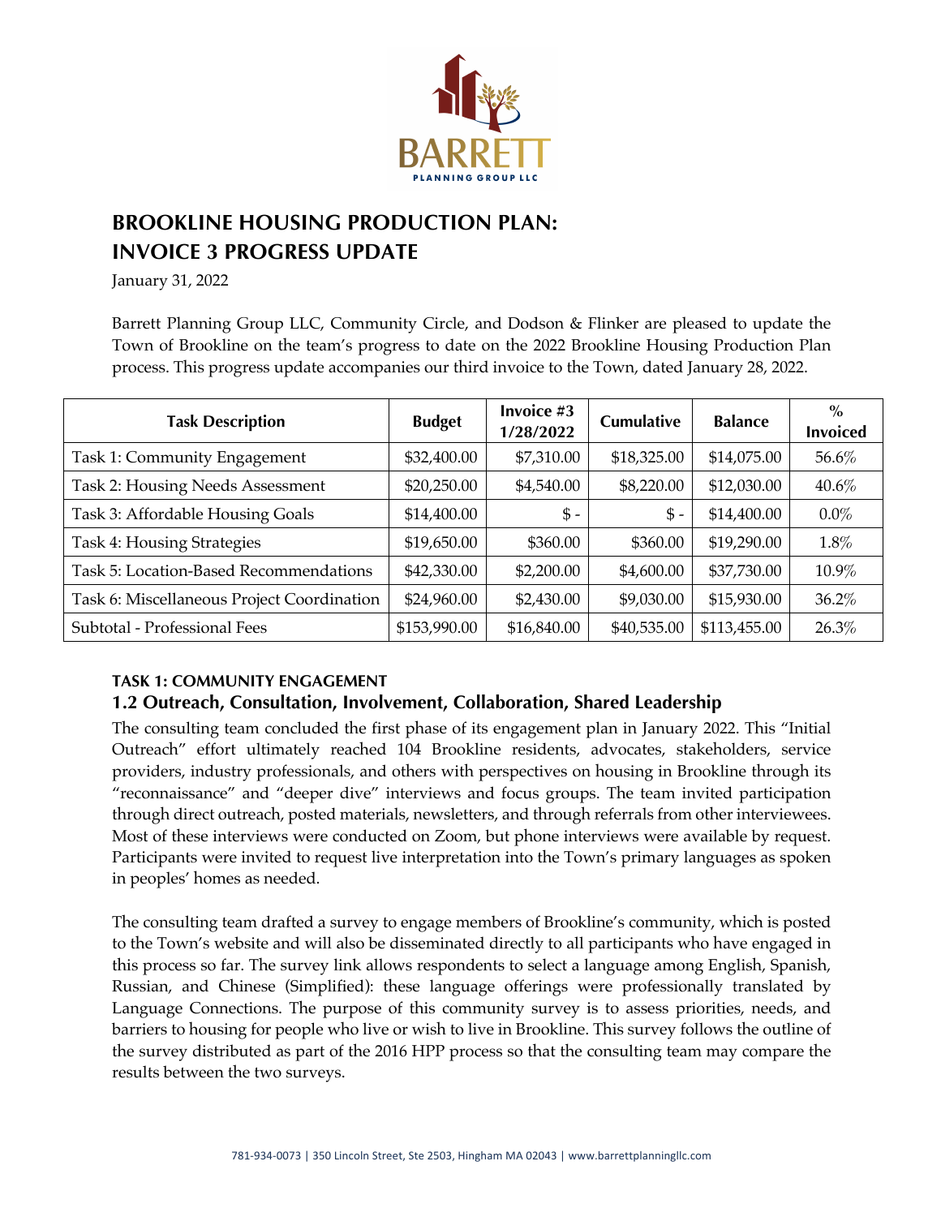# BROOKLINE HOUSING PRODUCTION PLAN: INVOICE 3 PROGRESS UPDATE

January 31, 2022

Barrett Planning Group LLC, Community Circle, and Dodson & Flinker are pleased to update the Town of Brookline on the team's progress to date on the 2022 Brookline Housing Production Plan process. This progress update accompanies our third invoice to the Town, dated January 28, 2022.

| Task Description | Budget | Invoice #3 1/28/2022 | Cumulative | Balance | % Invoiced |
|---|---|---|---|---|---|
| Task 1: Community Engagement | $32,400.00 | $7,310.00 | $18,325.00 | $14,075.00 | 56.6% |
| Task 2: Housing Needs Assessment | $20,250.00 | $4,540.00 | $8,220.00 | $12,030.00 | 40.6% |
| Task 3: Affordable Housing Goals | $14,400.00 | $ - | $ - | $14,400.00 | 0.0% |
| Task 4: Housing Strategies | $19,650.00 | $360.00 | $360.00 | $19,290.00 | 1.8% |
| Task 5: Location-Based Recommendations | $42,330.00 | $2,200.00 | $4,600.00 | $37,730.00 | 10.9% |
| Task 6: Miscellaneous Project Coordination | $24,960.00 | $2,430.00 | $9,030.00 | $15,930.00 | 36.2% |
| Subtotal - Professional Fees | $153,990.00 | $16,840.00 | $40,535.00 | $113,455.00 | 26.3% |

#### TASK 1: COMMUNITY ENGAGEMENT

### 1.2 Outreach, Consultation, Involvement, Collaboration, Shared Leadership

The consulting team concluded the first phase of its engagement plan in January 2022. This "Initial Outreach" effort ultimately reached 104 Brookline residents, advocates, stakeholders, service providers, industry professionals, and others with perspectives on housing in Brookline through its "reconnaissance" and "deeper dive" interviews and focus groups. The team invited participation through direct outreach, posted materials, newsletters, and through referrals from other interviewees. Most of these interviews were conducted on Zoom, but phone interviews were available by request. Participants were invited to request live interpretation into the Town's primary languages as spoken in peoples' homes as needed.

The consulting team drafted a survey to engage members of Brookline's community, which is posted to the Town's website and will also be disseminated directly to all participants who have engaged in this process so far. The survey link allows respondents to select a language among English, Spanish, Russian, and Chinese (Simplified): these language offerings were professionally translated by Language Connections. The purpose of this community survey is to assess priorities, needs, and barriers to housing for people who live or wish to live in Brookline. This survey follows the outline of the survey distributed as part of the 2016 HPP process so that the consulting team may compare the results between the two surveys.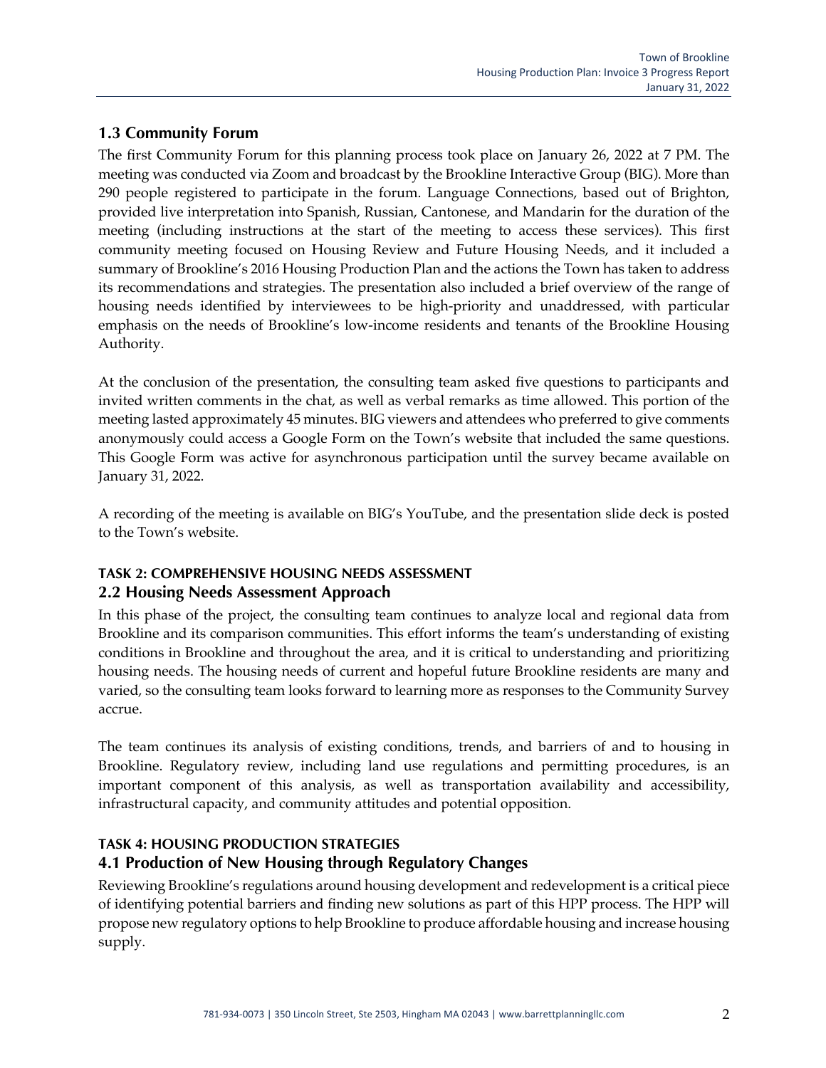### 1.3 Community Forum

The first Community Forum for this planning process took place on January 26, 2022 at 7 PM. The meeting was conducted via Zoom and broadcast by the Brookline Interactive Group (BIG). More than 290 people registered to participate in the forum. Language Connections, based out of Brighton, provided live interpretation into Spanish, Russian, Cantonese, and Mandarin for the duration of the meeting (including instructions at the start of the meeting to access these services). This first community meeting focused on Housing Review and Future Housing Needs, and it included a summary of Brookline's 2016 Housing Production Plan and the actions the Town has taken to address its recommendations and strategies. The presentation also included a brief overview of the range of housing needs identified by interviewees to be high-priority and unaddressed, with particular emphasis on the needs of Brookline's low-income residents and tenants of the Brookline Housing Authority.

At the conclusion of the presentation, the consulting team asked five questions to participants and invited written comments in the chat, as well as verbal remarks as time allowed. This portion of the meeting lasted approximately 45 minutes. BIG viewers and attendees who preferred to give comments anonymously could access a Google Form on the Town's website that included the same questions. This Google Form was active for asynchronous participation until the survey became available on January 31, 2022.

A recording of the meeting is available on BIG's YouTube, and the presentation slide deck is posted to the Town's website.

## TASK 2: COMPREHENSIVE HOUSING NEEDS ASSESSMENT

### 2.2 Housing Needs Assessment Approach

In this phase of the project, the consulting team continues to analyze local and regional data from Brookline and its comparison communities. This effort informs the team's understanding of existing conditions in Brookline and throughout the area, and it is critical to understanding and prioritizing housing needs. The housing needs of current and hopeful future Brookline residents are many and varied, so the consulting team looks forward to learning more as responses to the Community Survey accrue.

The team continues its analysis of existing conditions, trends, and barriers of and to housing in Brookline. Regulatory review, including land use regulations and permitting procedures, is an important component of this analysis, as well as transportation availability and accessibility, infrastructural capacity, and community attitudes and potential opposition.

## TASK 4: HOUSING PRODUCTION STRATEGIES

### 4.1 Production of New Housing through Regulatory Changes

Reviewing Brookline's regulations around housing development and redevelopment is a critical piece of identifying potential barriers and finding new solutions as part of this HPP process. The HPP will propose new regulatory options to help Brookline to produce affordable housing and increase housing supply.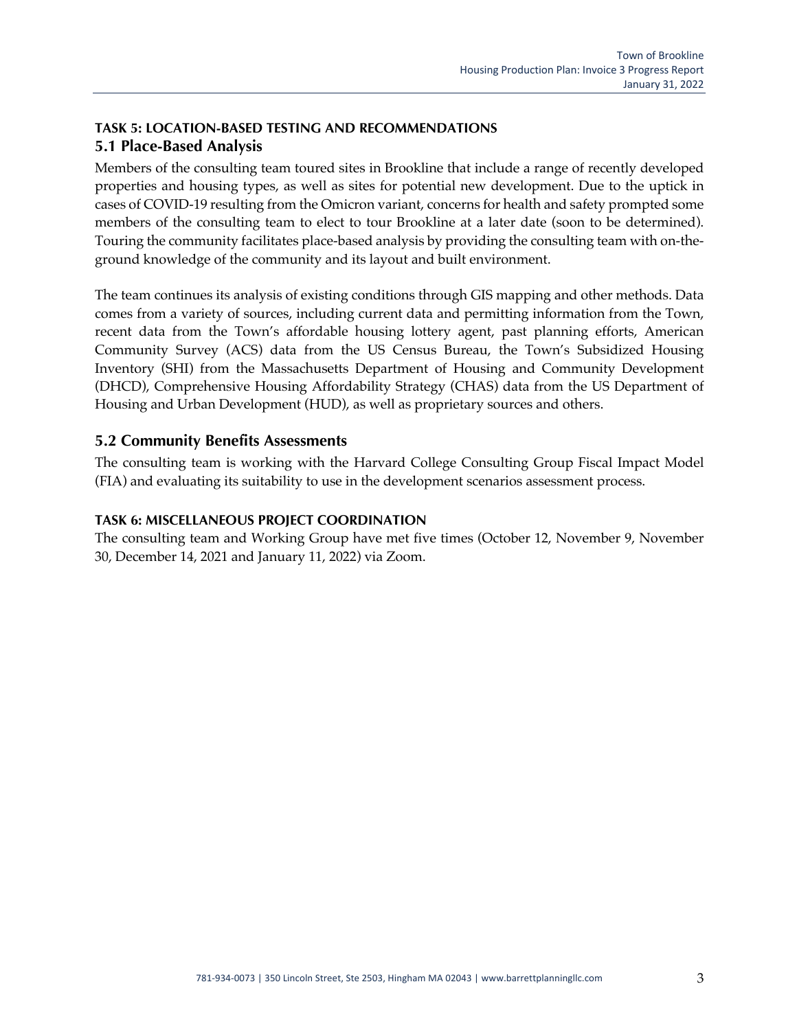### TASK 5: LOCATION-BASED TESTING AND RECOMMENDATIONS

## 5.1 Place-Based Analysis

Members of the consulting team toured sites in Brookline that include a range of recently developed properties and housing types, as well as sites for potential new development. Due to the uptick in cases of COVID-19 resulting from the Omicron variant, concerns for health and safety prompted some members of the consulting team to elect to tour Brookline at a later date (soon to be determined). Touring the community facilitates place-based analysis by providing the consulting team with on-the-ground knowledge of the community and its layout and built environment.

The team continues its analysis of existing conditions through GIS mapping and other methods. Data comes from a variety of sources, including current data and permitting information from the Town, recent data from the Town's affordable housing lottery agent, past planning efforts, American Community Survey (ACS) data from the US Census Bureau, the Town's Subsidized Housing Inventory (SHI) from the Massachusetts Department of Housing and Community Development (DHCD), Comprehensive Housing Affordability Strategy (CHAS) data from the US Department of Housing and Urban Development (HUD), as well as proprietary sources and others.

## 5.2 Community Benefits Assessments

The consulting team is working with the Harvard College Consulting Group Fiscal Impact Model (FIA) and evaluating its suitability to use in the development scenarios assessment process.

### TASK 6: MISCELLANEOUS PROJECT COORDINATION

The consulting team and Working Group have met five times (October 12, November 9, November 30, December 14, 2021 and January 11, 2022) via Zoom.